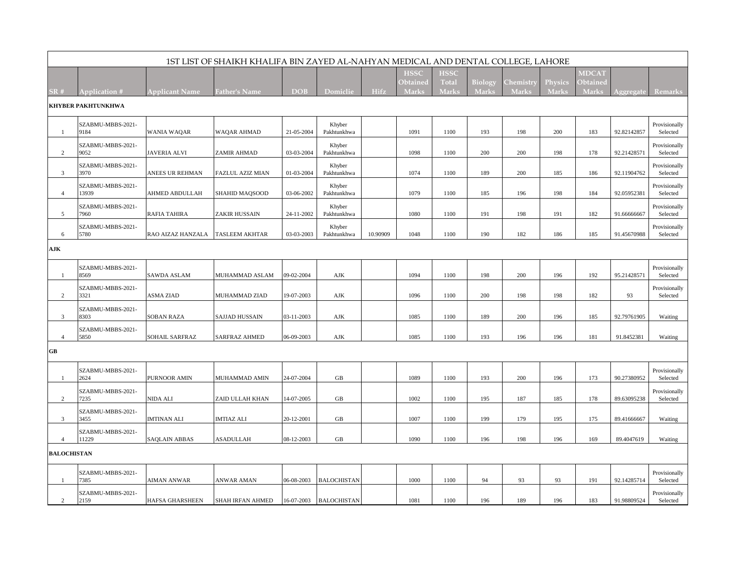# 1ST LIST OF SHAIKH KHALIFA BIN ZAYED AL-NAHYAN MEDICAL AND DENTAL COLLEGE, LAHORE

| SR # | Application # | Applicant Name | Father's Name | DOB | Domiclie | Hifz | HSSC Obtained Marks | HSSC Total Marks | Biology Marks | Chemistry Marks | Physics Marks | MDCAT Obtained Marks | Aggregate | Remarks |
|---|---|---|---|---|---|---|---|---|---|---|---|---|---|---|
| **KHYBER PAKHTUNKHWA** | | | | | | | | | | | | | | |
| 1 | SZABMU-MBBS-2021-9184 | WANIA WAQAR | WAQAR AHMAD | 21-05-2004 | Khyber Pakhtunkhwa | | 1091 | 1100 | 193 | 198 | 200 | 183 | 92.82142857 | Provisionally Selected |
| 2 | SZABMU-MBBS-2021-9052 | JAVERIA ALVI | ZAMIR AHMAD | 03-03-2004 | Khyber Pakhtunkhwa | | 1098 | 1100 | 200 | 200 | 198 | 178 | 92.21428571 | Provisionally Selected |
| 3 | SZABMU-MBBS-2021-3970 | ANEES UR REHMAN | FAZLUL AZIZ MIAN | 01-03-2004 | Khyber Pakhtunkhwa | | 1074 | 1100 | 189 | 200 | 185 | 186 | 92.11904762 | Provisionally Selected |
| 4 | SZABMU-MBBS-2021-13939 | AHMED ABDULLAH | SHAHID MAQSOOD | 03-06-2002 | Khyber Pakhtunkhwa | | 1079 | 1100 | 185 | 196 | 198 | 184 | 92.05952381 | Provisionally Selected |
| 5 | SZABMU-MBBS-2021-7960 | RAFIA TAHIRA | ZAKIR HUSSAIN | 24-11-2002 | Khyber Pakhtunkhwa | | 1080 | 1100 | 191 | 198 | 191 | 182 | 91.66666667 | Provisionally Selected |
| 6 | SZABMU-MBBS-2021-5780 | RAO AIZAZ HANZALA | TASLEEM AKHTAR | 03-03-2003 | Khyber Pakhtunkhwa | 10.90909 | 1048 | 1100 | 190 | 182 | 186 | 185 | 91.45670988 | Provisionally Selected |
| **AJK** | | | | | | | | | | | | | | |
| 1 | SZABMU-MBBS-2021-8569 | SAWDA ASLAM | MUHAMMAD ASLAM | 09-02-2004 | AJK | | 1094 | 1100 | 198 | 200 | 196 | 192 | 95.21428571 | Provisionally Selected |
| 2 | SZABMU-MBBS-2021-3321 | ASMA ZIAD | MUHAMMAD ZIAD | 19-07-2003 | AJK | | 1096 | 1100 | 200 | 198 | 198 | 182 | 93 | Provisionally Selected |
| 3 | SZABMU-MBBS-2021-8303 | SOBAN RAZA | SAJJAD HUSSAIN | 03-11-2003 | AJK | | 1085 | 1100 | 189 | 200 | 196 | 185 | 92.79761905 | Waiting |
| 4 | SZABMU-MBBS-2021-5850 | SOHAIL SARFRAZ | SARFRAZ AHMED | 06-09-2003 | AJK | | 1085 | 1100 | 193 | 196 | 196 | 181 | 91.8452381 | Waiting |
| **GB** | | | | | | | | | | | | | | |
| 1 | SZABMU-MBBS-2021-2624 | PURNOOR AMIN | MUHAMMAD AMIN | 24-07-2004 | GB | | 1089 | 1100 | 193 | 200 | 196 | 173 | 90.27380952 | Provisionally Selected |
| 2 | SZABMU-MBBS-2021-7235 | NIDA ALI | ZAID ULLAH KHAN | 14-07-2005 | GB | | 1002 | 1100 | 195 | 187 | 185 | 178 | 89.63095238 | Provisionally Selected |
| 3 | SZABMU-MBBS-2021-3455 | IMTINAN ALI | IMTIAZ ALI | 20-12-2001 | GB | | 1007 | 1100 | 199 | 179 | 195 | 175 | 89.41666667 | Waiting |
| 4 | SZABMU-MBBS-2021-11229 | SAQLAIN ABBAS | ASADULLAH | 08-12-2003 | GB | | 1090 | 1100 | 196 | 198 | 196 | 169 | 89.4047619 | Waiting |
| **BALOCHISTAN** | | | | | | | | | | | | | | |
| 1 | SZABMU-MBBS-2021-7385 | AIMAN ANWAR | ANWAR AMAN | 06-08-2003 | BALOCHISTAN | | 1000 | 1100 | 94 | 93 | 93 | 191 | 92.14285714 | Provisionally Selected |
| 2 | SZABMU-MBBS-2021-2159 | HAFSA GHARSHEEN | SHAH IRFAN AHMED | 16-07-2003 | BALOCHISTAN | | 1081 | 1100 | 196 | 189 | 196 | 183 | 91.98809524 | Provisionally Selected |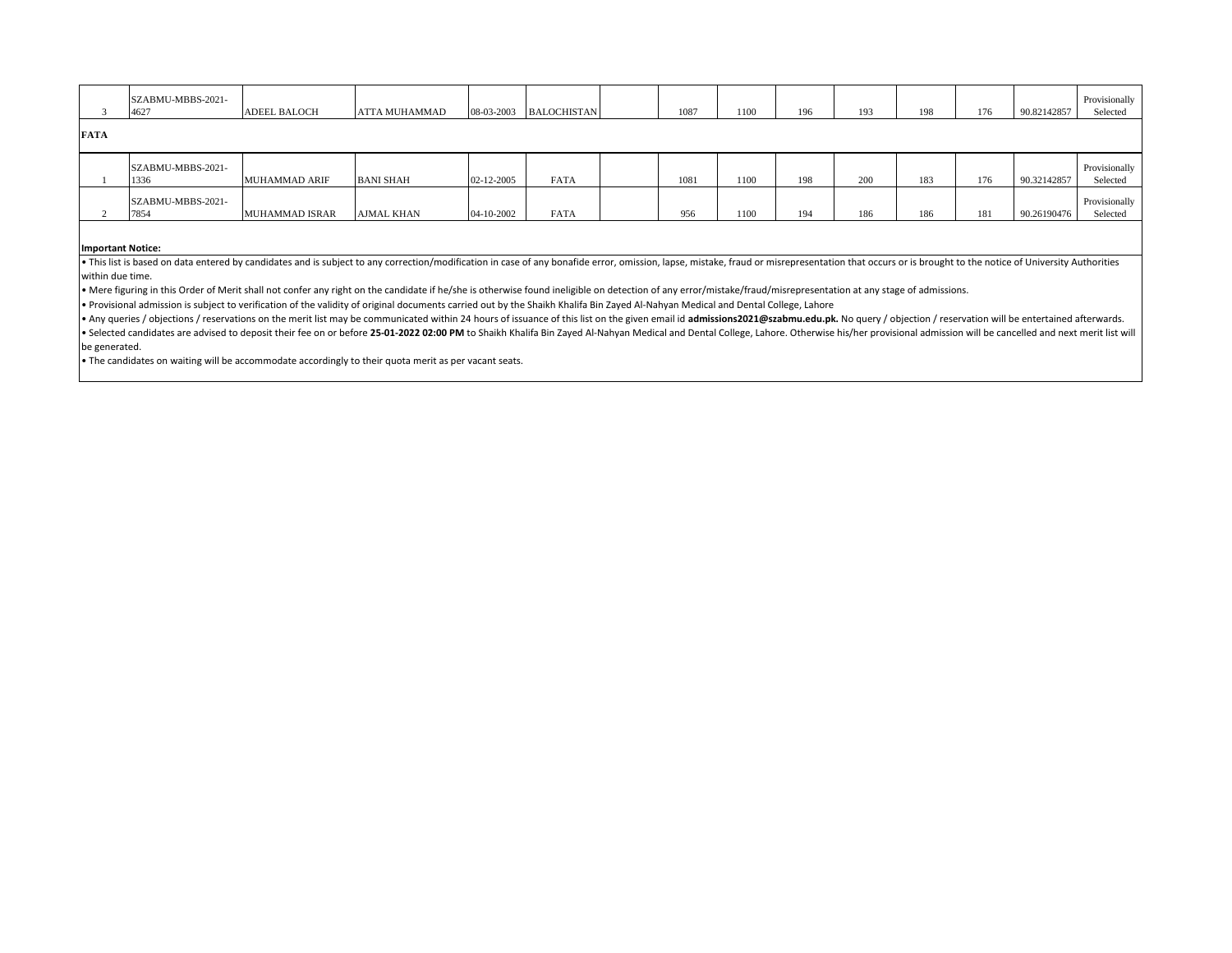| | | | | | | | | | | | | | | |
|---|---|---|---|---|---|---|---|---|---|---|---|---|---|---|
| 3 | SZABMU-MBBS-2021-4627 | ADEEL BALOCH | ATTA MUHAMMAD | 08-03-2003 | BALOCHISTAN | | 1087 | 1100 | 196 | 193 | 198 | 176 | 90.82142857 | Provisionally Selected |
| **FATA** | | | | | | | | | | | | | | |
| 1 | SZABMU-MBBS-2021-1336 | MUHAMMAD ARIF | BANI SHAH | 02-12-2005 | FATA | | 1081 | 1100 | 198 | 200 | 183 | 176 | 90.32142857 | Provisionally Selected |
| 2 | SZABMU-MBBS-2021-7854 | MUHAMMAD ISRAR | AJMAL KHAN | 04-10-2002 | FATA | | 956 | 1100 | 194 | 186 | 186 | 181 | 90.26190476 | Provisionally Selected |

**Important Notice:**

- This list is based on data entered by candidates and is subject to any correction/modification in case of any bonafide error, omission, lapse, mistake, fraud or misrepresentation that occurs or is brought to the notice of University Authorities within due time.
- Mere figuring in this Order of Merit shall not confer any right on the candidate if he/she is otherwise found ineligible on detection of any error/mistake/fraud/misrepresentation at any stage of admissions.
- Provisional admission is subject to verification of the validity of original documents carried out by the Shaikh Khalifa Bin Zayed Al-Nahyan Medical and Dental College, Lahore
- Any queries / objections / reservations on the merit list may be communicated within 24 hours of issuance of this list on the given email id **admissions2021@szabmu.edu.pk.** No query / objection / reservation will be entertained afterwards.
- Selected candidates are advised to deposit their fee on or before **25-01-2022 02:00 PM** to Shaikh Khalifa Bin Zayed Al-Nahyan Medical and Dental College, Lahore. Otherwise his/her provisional admission will be cancelled and next merit list will be generated.
- The candidates on waiting will be accommodate accordingly to their quota merit as per vacant seats.